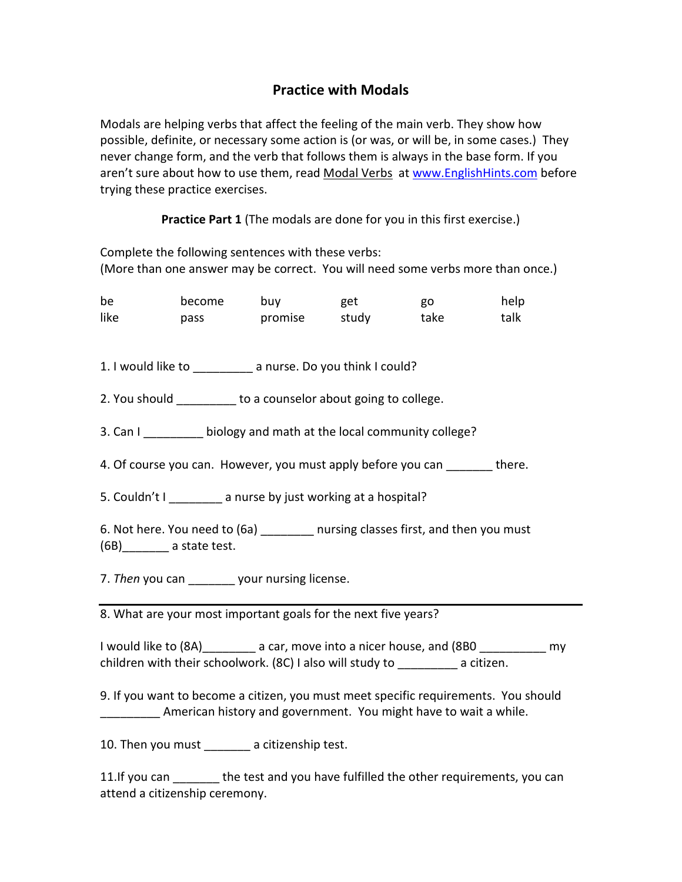# Practice with Modals

Modals are helping verbs that affect the feeling of the main verb. They show how possible, definite, or necessary some action is (or was, or will be, in some cases.) They never change form, and the verb that follows them is always in the base form. If you aren't sure about how to use them, read Modal Verbs at www.EnglishHints.com before trying these practice exercises.

**Practice Part 1** (The modals are done for you in this first exercise.)

Complete the following sentences with these verbs:
(More than one answer may be correct. You will need some verbs more than once.)

| | | | | | |
|---|---|---|---|---|---|
| be | become | buy | get | go | help |
| like | pass | promise | study | take | talk |

1. I would like to _________ a nurse. Do you think I could?

2. You should _________ to a counselor about going to college.

3. Can I _________ biology and math at the local community college?

4. Of course you can. However, you must apply before you can _______ there.

5. Couldn't I ________ a nurse by just working at a hospital?

6. Not here. You need to (6a) ________ nursing classes first, and then you must (6B)_______ a state test.

7. *Then* you can _______ your nursing license.

---

8. What are your most important goals for the next five years?

I would like to (8A)________ a car, move into a nicer house, and (8B0 __________ my children with their schoolwork. (8C) I also will study to _________ a citizen.

9. If you want to become a citizen, you must meet specific requirements. You should _________ American history and government. You might have to wait a while.

10. Then you must _______ a citizenship test.

11.If you can _______ the test and you have fulfilled the other requirements, you can attend a citizenship ceremony.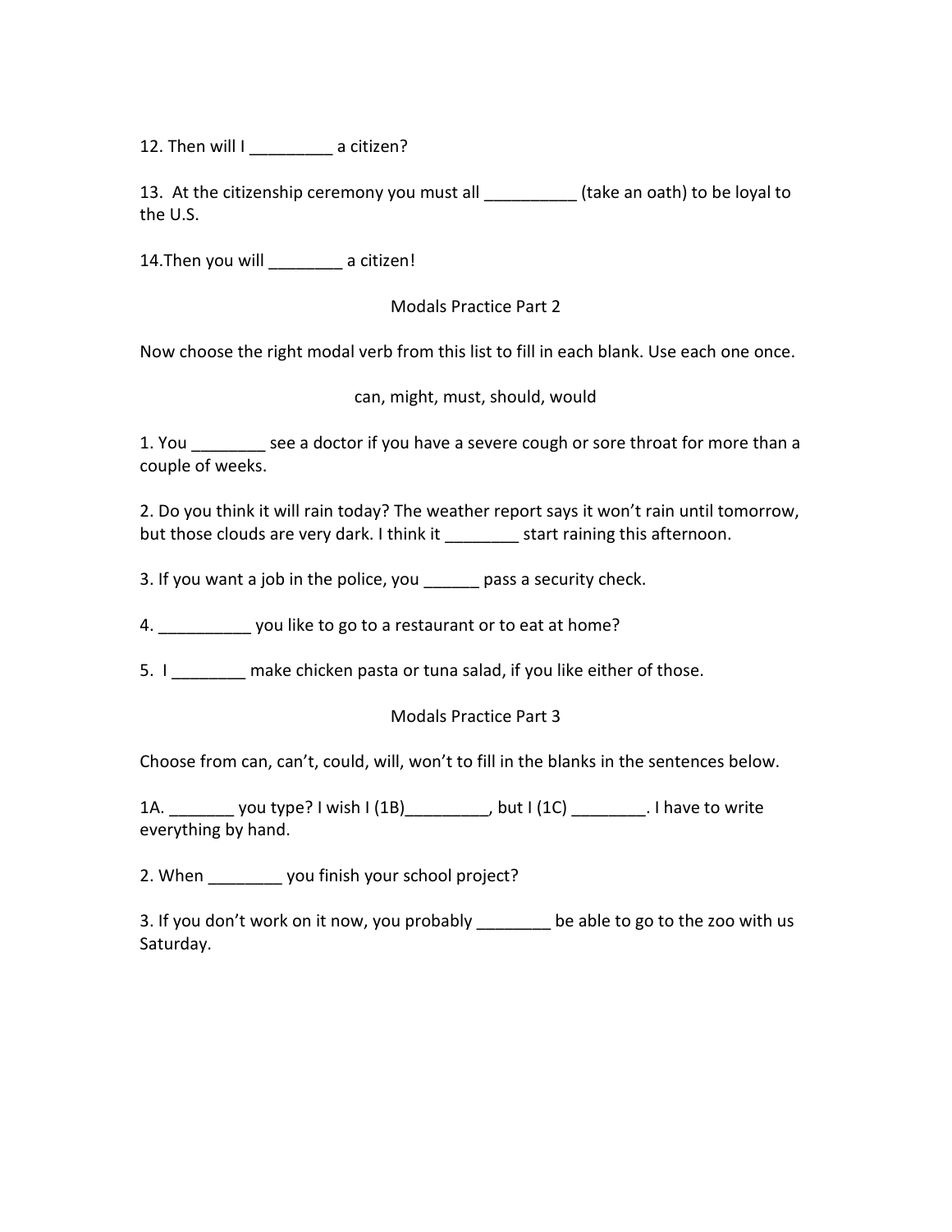12. Then will I _________ a citizen?

13. At the citizenship ceremony you must all __________ (take an oath) to be loyal to the U.S.

14.Then you will ________ a citizen!

## Modals Practice Part 2

Now choose the right modal verb from this list to fill in each blank. Use each one once.

can, might, must, should, would

1. You ________ see a doctor if you have a severe cough or sore throat for more than a couple of weeks.

2. Do you think it will rain today? The weather report says it won't rain until tomorrow, but those clouds are very dark. I think it ________ start raining this afternoon.

3. If you want a job in the police, you ______ pass a security check.

4. __________ you like to go to a restaurant or to eat at home?

5. I ________ make chicken pasta or tuna salad, if you like either of those.

## Modals Practice Part 3

Choose from can, can't, could, will, won't to fill in the blanks in the sentences below.

1A. _______ you type? I wish I (1B)_________, but I (1C) ________. I have to write everything by hand.

2. When ________ you finish your school project?

3. If you don't work on it now, you probably ________ be able to go to the zoo with us Saturday.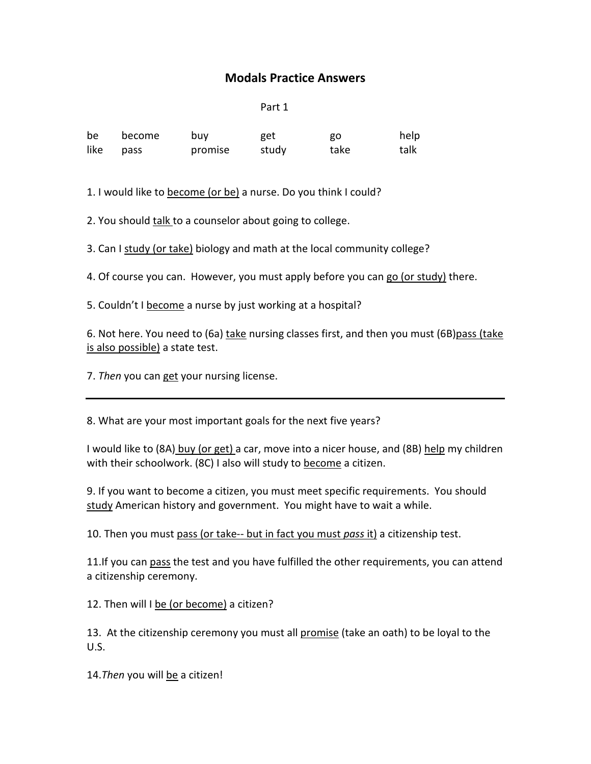# Modals Practice Answers

Part 1

| be | become | buy | get | go | help |
|---|---|---|---|---|---|
| like | pass | promise | study | take | talk |

1. I would like to <u>become (or be)</u> a nurse. Do you think I could?

2. You should <u>talk</u> to a counselor about going to college.

3. Can I <u>study (or take)</u> biology and math at the local community college?

4. Of course you can. However, you must apply before you can <u>go (or study)</u> there.

5. Couldn't I <u>become</u> a nurse by just working at a hospital?

6. Not here. You need to (6a) <u>take</u> nursing classes first, and then you must (6B)<u>pass (take is also possible)</u> a state test.

7. *Then* you can <u>get</u> your nursing license.

---

8. What are your most important goals for the next five years?

I would like to (8A) <u>buy (or get)</u> a car, move into a nicer house, and (8B) <u>help</u> my children with their schoolwork. (8C) I also will study to <u>become</u> a citizen.

9. If you want to become a citizen, you must meet specific requirements. You should <u>study</u> American history and government. You might have to wait a while.

10. Then you must <u>pass (or take-- but in fact you must *pass* it)</u> a citizenship test.

11.If you can <u>pass</u> the test and you have fulfilled the other requirements, you can attend a citizenship ceremony.

12. Then will I <u>be (or become)</u> a citizen?

13. At the citizenship ceremony you must all <u>promise</u> (take an oath) to be loyal to the U.S.

14.*Then* you will <u>be</u> a citizen!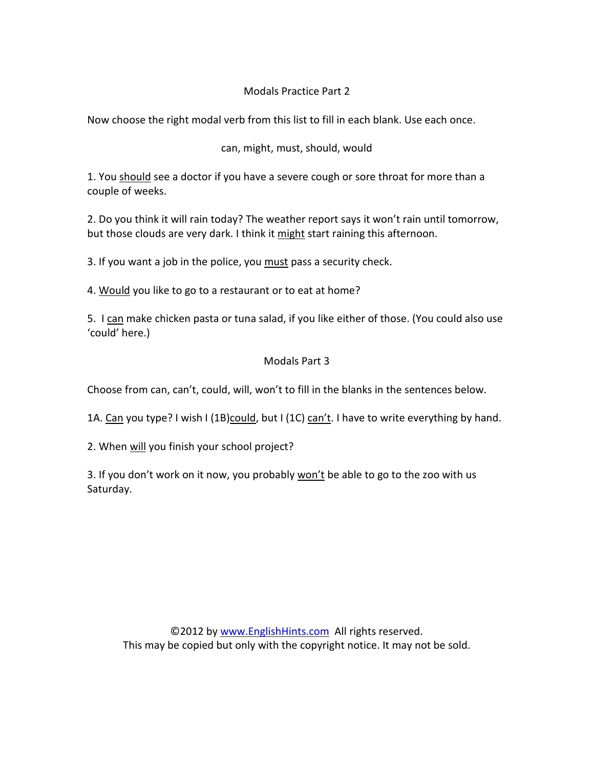## Modals Practice Part 2

Now choose the right modal verb from this list to fill in each blank. Use each once.

can, might, must, should, would

1. You <u>should</u> see a doctor if you have a severe cough or sore throat for more than a couple of weeks.

2. Do you think it will rain today? The weather report says it won't rain until tomorrow, but those clouds are very dark. I think it <u>might</u> start raining this afternoon.

3. If you want a job in the police, you <u>must</u> pass a security check.

4. <u>Would</u> you like to go to a restaurant or to eat at home?

5. I <u>can</u> make chicken pasta or tuna salad, if you like either of those. (You could also use 'could' here.)

## Modals Part 3

Choose from can, can't, could, will, won't to fill in the blanks in the sentences below.

1A. <u>Can</u> you type? I wish I (1B)<u>could</u>, but I (1C) <u>can't</u>. I have to write everything by hand.

2. When <u>will</u> you finish your school project?

3. If you don't work on it now, you probably <u>won't</u> be able to go to the zoo with us Saturday.

©2012 by www.EnglishHints.com All rights reserved.
This may be copied but only with the copyright notice. It may not be sold.